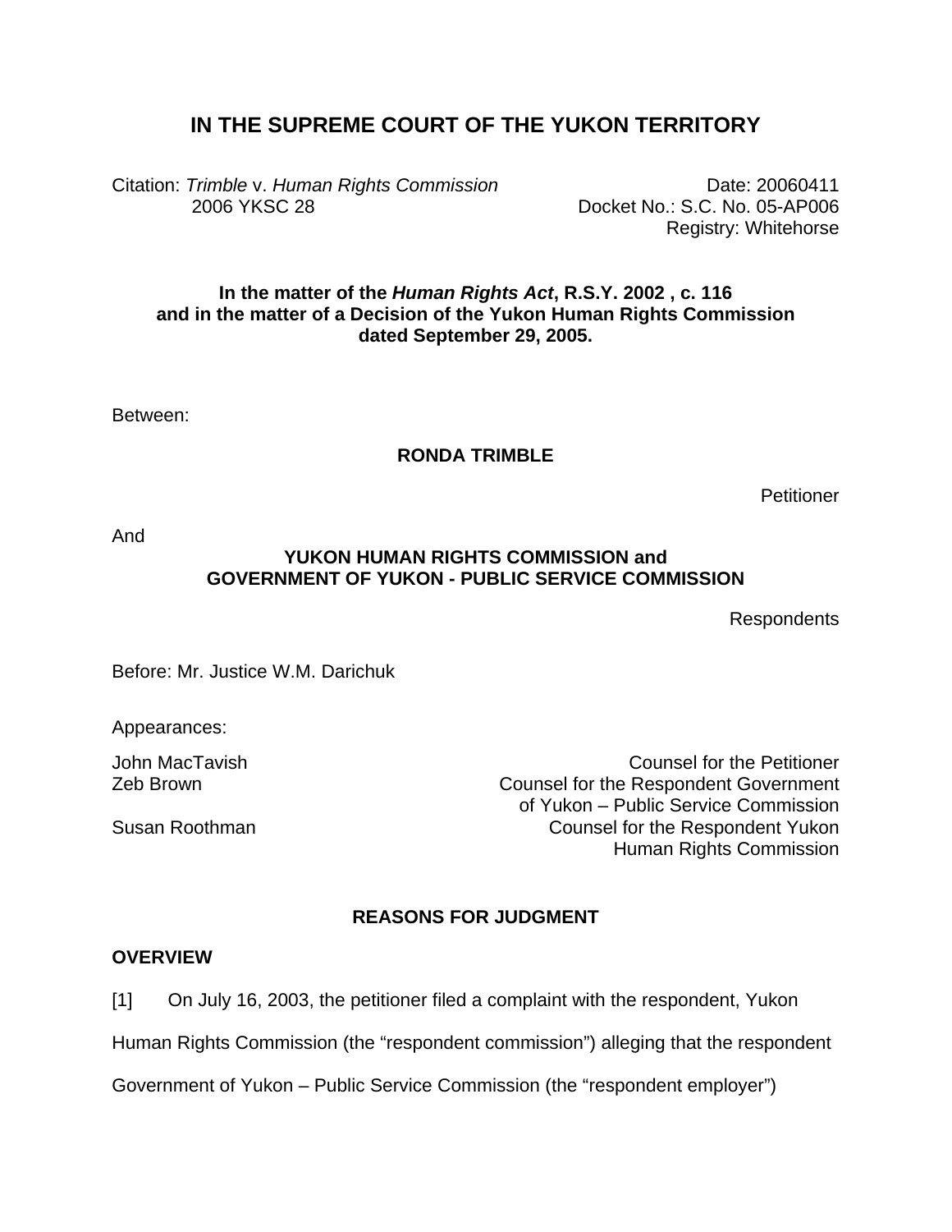# IN THE SUPREME COURT OF THE YUKON TERRITORY

Citation: *Trimble* v. *Human Rights Commission* 2006 YKSC 28

Date: 20060411
Docket No.: S.C. No. 05-AP006
Registry: Whitehorse

**In the matter of the *Human Rights Act*, R.S.Y. 2002 , c. 116 and in the matter of a Decision of the Yukon Human Rights Commission dated September 29, 2005.**

Between:

**RONDA TRIMBLE**

Petitioner

And

**YUKON HUMAN RIGHTS COMMISSION and GOVERNMENT OF YUKON - PUBLIC SERVICE COMMISSION**

Respondents

Before: Mr. Justice W.M. Darichuk

Appearances:

John MacTavish — Counsel for the Petitioner
Zeb Brown — Counsel for the Respondent Government of Yukon – Public Service Commission
Susan Roothman — Counsel for the Respondent Yukon Human Rights Commission

## REASONS FOR JUDGMENT

### OVERVIEW

[1] On July 16, 2003, the petitioner filed a complaint with the respondent, Yukon Human Rights Commission (the "respondent commission") alleging that the respondent Government of Yukon – Public Service Commission (the "respondent employer")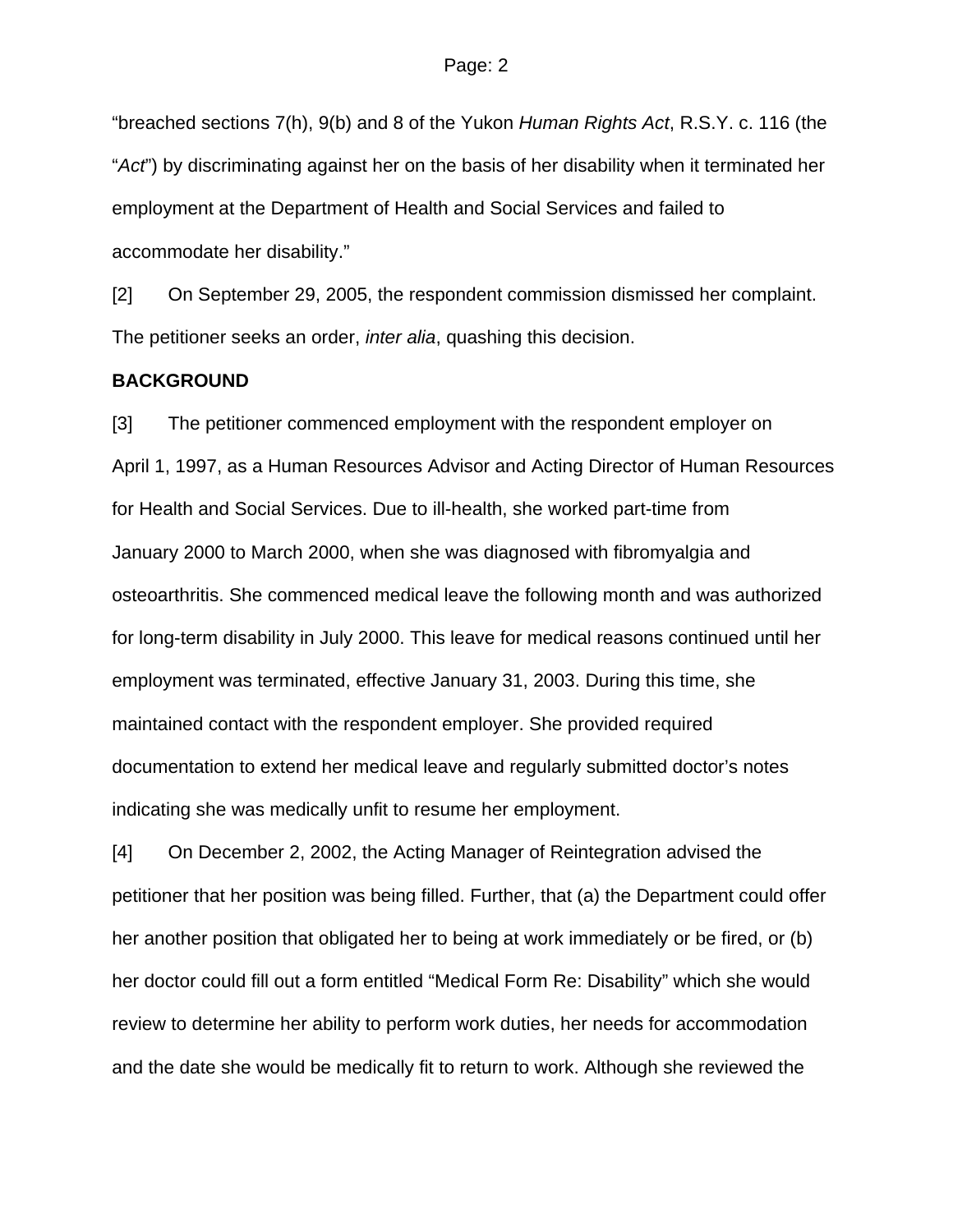"breached sections 7(h), 9(b) and 8 of the Yukon *Human Rights Act*, R.S.Y. c. 116 (the "*Act*") by discriminating against her on the basis of her disability when it terminated her employment at the Department of Health and Social Services and failed to accommodate her disability."

[2] On September 29, 2005, the respondent commission dismissed her complaint. The petitioner seeks an order, *inter alia*, quashing this decision.

**BACKGROUND**

[3] The petitioner commenced employment with the respondent employer on April 1, 1997, as a Human Resources Advisor and Acting Director of Human Resources for Health and Social Services. Due to ill-health, she worked part-time from January 2000 to March 2000, when she was diagnosed with fibromyalgia and osteoarthritis. She commenced medical leave the following month and was authorized for long-term disability in July 2000. This leave for medical reasons continued until her employment was terminated, effective January 31, 2003. During this time, she maintained contact with the respondent employer. She provided required documentation to extend her medical leave and regularly submitted doctor's notes indicating she was medically unfit to resume her employment.

[4] On December 2, 2002, the Acting Manager of Reintegration advised the petitioner that her position was being filled. Further, that (a) the Department could offer her another position that obligated her to being at work immediately or be fired, or (b) her doctor could fill out a form entitled "Medical Form Re: Disability" which she would review to determine her ability to perform work duties, her needs for accommodation and the date she would be medically fit to return to work. Although she reviewed the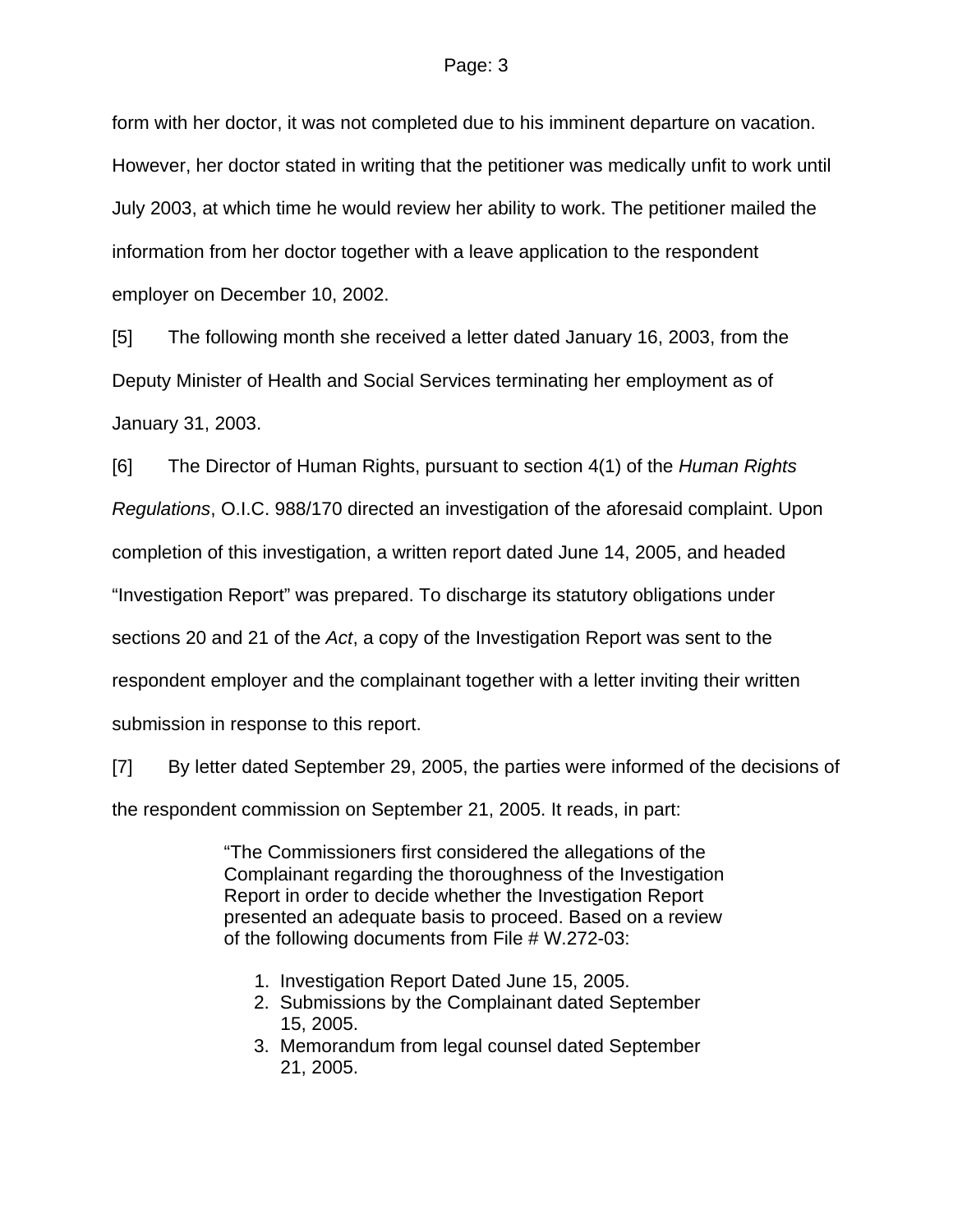form with her doctor, it was not completed due to his imminent departure on vacation. However, her doctor stated in writing that the petitioner was medically unfit to work until July 2003, at which time he would review her ability to work. The petitioner mailed the information from her doctor together with a leave application to the respondent employer on December 10, 2002.

[5] The following month she received a letter dated January 16, 2003, from the Deputy Minister of Health and Social Services terminating her employment as of January 31, 2003.

[6] The Director of Human Rights, pursuant to section 4(1) of the *Human Rights Regulations*, O.I.C. 988/170 directed an investigation of the aforesaid complaint. Upon completion of this investigation, a written report dated June 14, 2005, and headed "Investigation Report" was prepared. To discharge its statutory obligations under sections 20 and 21 of the *Act*, a copy of the Investigation Report was sent to the respondent employer and the complainant together with a letter inviting their written submission in response to this report.

[7] By letter dated September 29, 2005, the parties were informed of the decisions of the respondent commission on September 21, 2005. It reads, in part:

> "The Commissioners first considered the allegations of the Complainant regarding the thoroughness of the Investigation Report in order to decide whether the Investigation Report presented an adequate basis to proceed. Based on a review of the following documents from File # W.272-03:
>
> 1. Investigation Report Dated June 15, 2005.
> 2. Submissions by the Complainant dated September 15, 2005.
> 3. Memorandum from legal counsel dated September 21, 2005.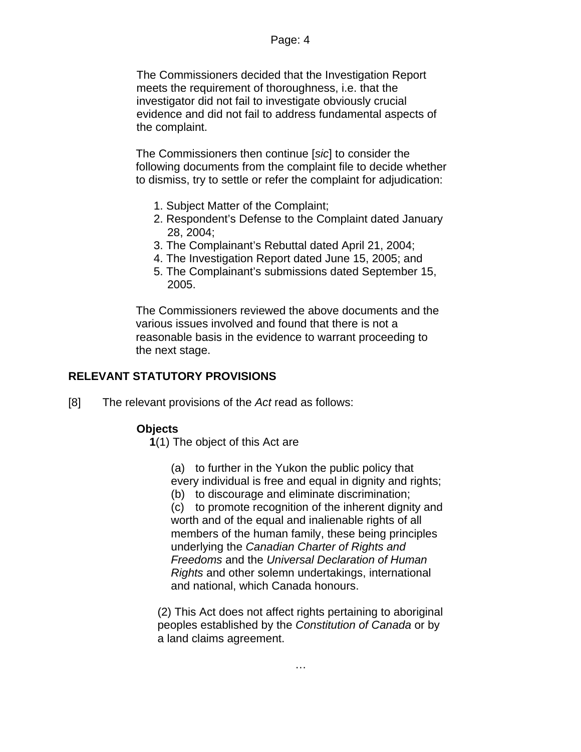> The Commissioners decided that the Investigation Report meets the requirement of thoroughness, i.e. that the investigator did not fail to investigate obviously crucial evidence and did not fail to address fundamental aspects of the complaint.
>
> The Commissioners then continue [*sic*] to consider the following documents from the complaint file to decide whether to dismiss, try to settle or refer the complaint for adjudication:
>
> 1. Subject Matter of the Complaint;
> 2. Respondent's Defense to the Complaint dated January 28, 2004;
> 3. The Complainant's Rebuttal dated April 21, 2004;
> 4. The Investigation Report dated June 15, 2005; and
> 5. The Complainant's submissions dated September 15, 2005.
>
> The Commissioners reviewed the above documents and the various issues involved and found that there is not a reasonable basis in the evidence to warrant proceeding to the next stage.

## RELEVANT STATUTORY PROVISIONS

[8] The relevant provisions of the *Act* read as follows:

> **Objects**
>
> **1**(1) The object of this Act are
>
> (a) to further in the Yukon the public policy that every individual is free and equal in dignity and rights;
> (b) to discourage and eliminate discrimination;
> (c) to promote recognition of the inherent dignity and worth and of the equal and inalienable rights of all members of the human family, these being principles underlying the *Canadian Charter of Rights and Freedoms* and the *Universal Declaration of Human Rights* and other solemn undertakings, international and national, which Canada honours.
>
> (2) This Act does not affect rights pertaining to aboriginal peoples established by the *Constitution of Canada* or by a land claims agreement.
>
> …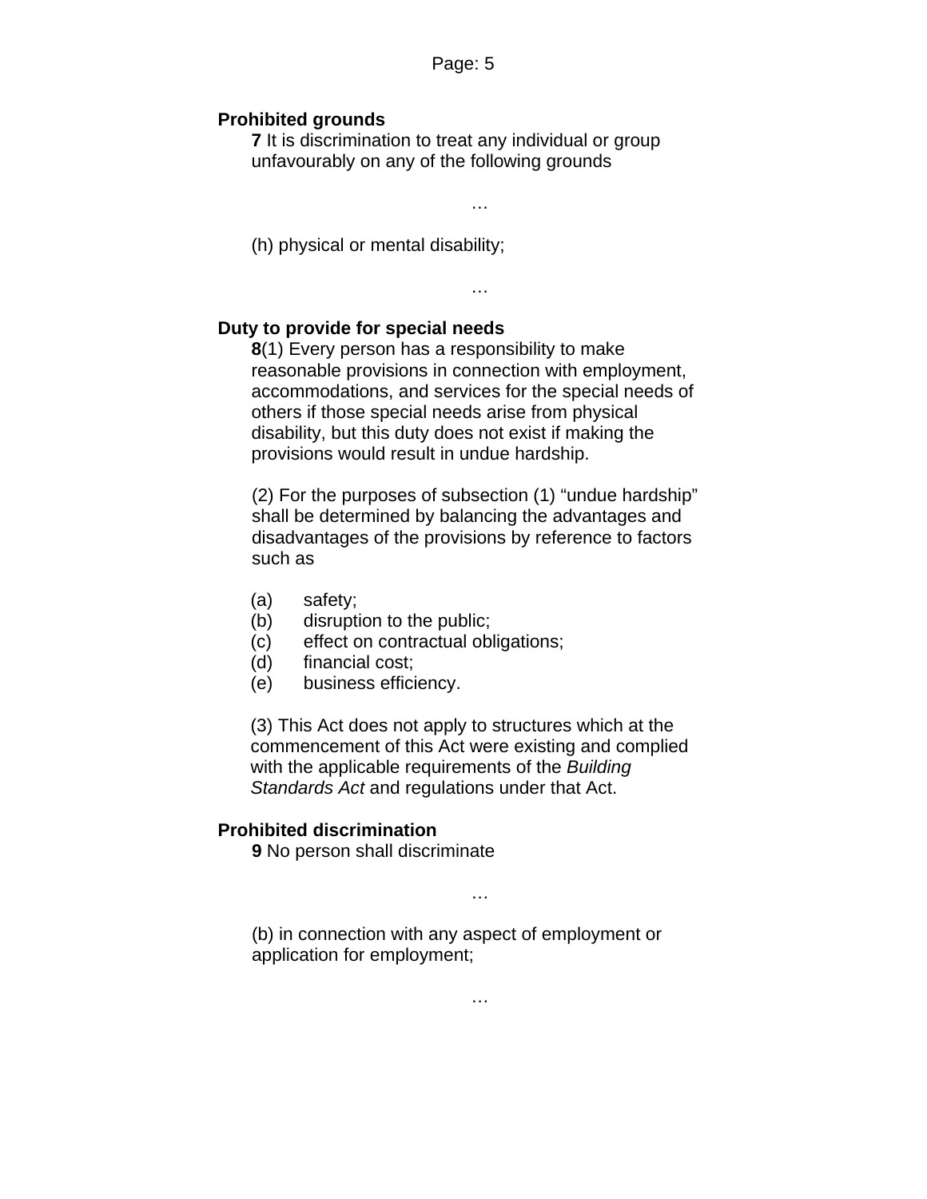**Prohibited grounds**

**7** It is discrimination to treat any individual or group unfavourably on any of the following grounds

…

(h) physical or mental disability;

…

**Duty to provide for special needs**

**8**(1) Every person has a responsibility to make reasonable provisions in connection with employment, accommodations, and services for the special needs of others if those special needs arise from physical disability, but this duty does not exist if making the provisions would result in undue hardship.

(2) For the purposes of subsection (1) "undue hardship" shall be determined by balancing the advantages and disadvantages of the provisions by reference to factors such as

(a) safety;
(b) disruption to the public;
(c) effect on contractual obligations;
(d) financial cost;
(e) business efficiency.

(3) This Act does not apply to structures which at the commencement of this Act were existing and complied with the applicable requirements of the *Building Standards Act* and regulations under that Act.

**Prohibited discrimination**

**9** No person shall discriminate

…

(b) in connection with any aspect of employment or application for employment;

…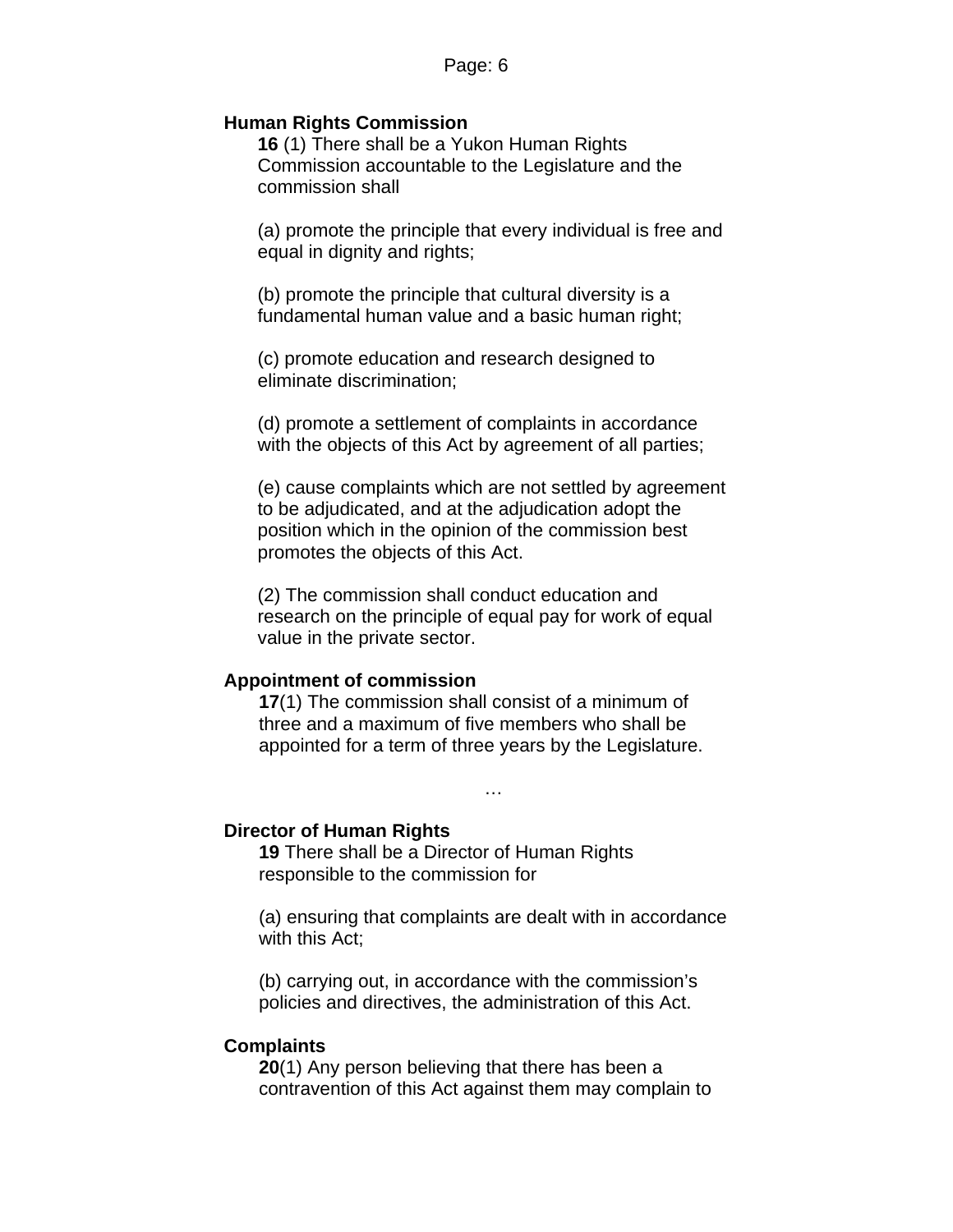**Human Rights Commission**

**16** (1) There shall be a Yukon Human Rights Commission accountable to the Legislature and the commission shall

(a) promote the principle that every individual is free and equal in dignity and rights;

(b) promote the principle that cultural diversity is a fundamental human value and a basic human right;

(c) promote education and research designed to eliminate discrimination;

(d) promote a settlement of complaints in accordance with the objects of this Act by agreement of all parties;

(e) cause complaints which are not settled by agreement to be adjudicated, and at the adjudication adopt the position which in the opinion of the commission best promotes the objects of this Act.

(2) The commission shall conduct education and research on the principle of equal pay for work of equal value in the private sector.

**Appointment of commission**

**17**(1) The commission shall consist of a minimum of three and a maximum of five members who shall be appointed for a term of three years by the Legislature.

…

**Director of Human Rights**

**19** There shall be a Director of Human Rights responsible to the commission for

(a) ensuring that complaints are dealt with in accordance with this Act;

(b) carrying out, in accordance with the commission's policies and directives, the administration of this Act.

**Complaints**

**20**(1) Any person believing that there has been a contravention of this Act against them may complain to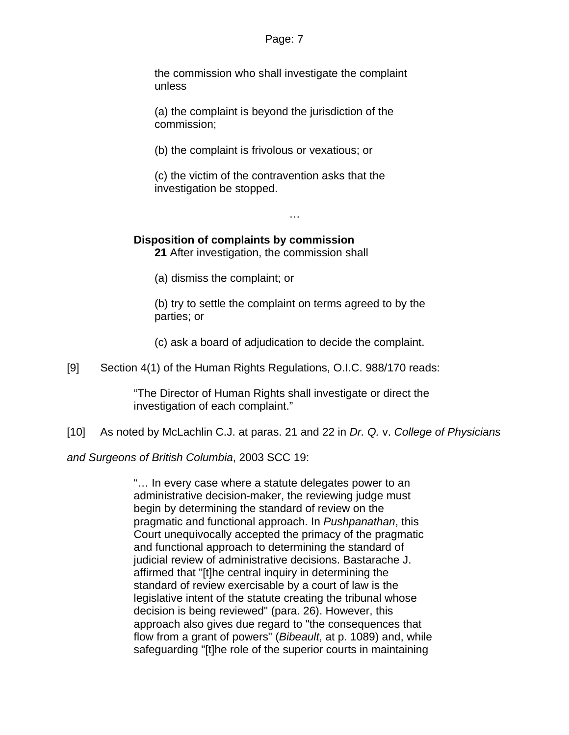the commission who shall investigate the complaint unless

(a) the complaint is beyond the jurisdiction of the commission;

(b) the complaint is frivolous or vexatious; or

(c) the victim of the contravention asks that the investigation be stopped.

…

**Disposition of complaints by commission**

**21** After investigation, the commission shall

(a) dismiss the complaint; or

(b) try to settle the complaint on terms agreed to by the parties; or

(c) ask a board of adjudication to decide the complaint.

[9] Section 4(1) of the Human Rights Regulations, O.I.C. 988/170 reads:

> "The Director of Human Rights shall investigate or direct the investigation of each complaint."

[10] As noted by McLachlin C.J. at paras. 21 and 22 in *Dr. Q.* v. *College of Physicians and Surgeons of British Columbia*, 2003 SCC 19:

> "… In every case where a statute delegates power to an administrative decision-maker, the reviewing judge must begin by determining the standard of review on the pragmatic and functional approach. In *Pushpanathan*, this Court unequivocally accepted the primacy of the pragmatic and functional approach to determining the standard of judicial review of administrative decisions. Bastarache J. affirmed that "[t]he central inquiry in determining the standard of review exercisable by a court of law is the legislative intent of the statute creating the tribunal whose decision is being reviewed" (para. 26). However, this approach also gives due regard to "the consequences that flow from a grant of powers" (*Bibeault*, at p. 1089) and, while safeguarding "[t]he role of the superior courts in maintaining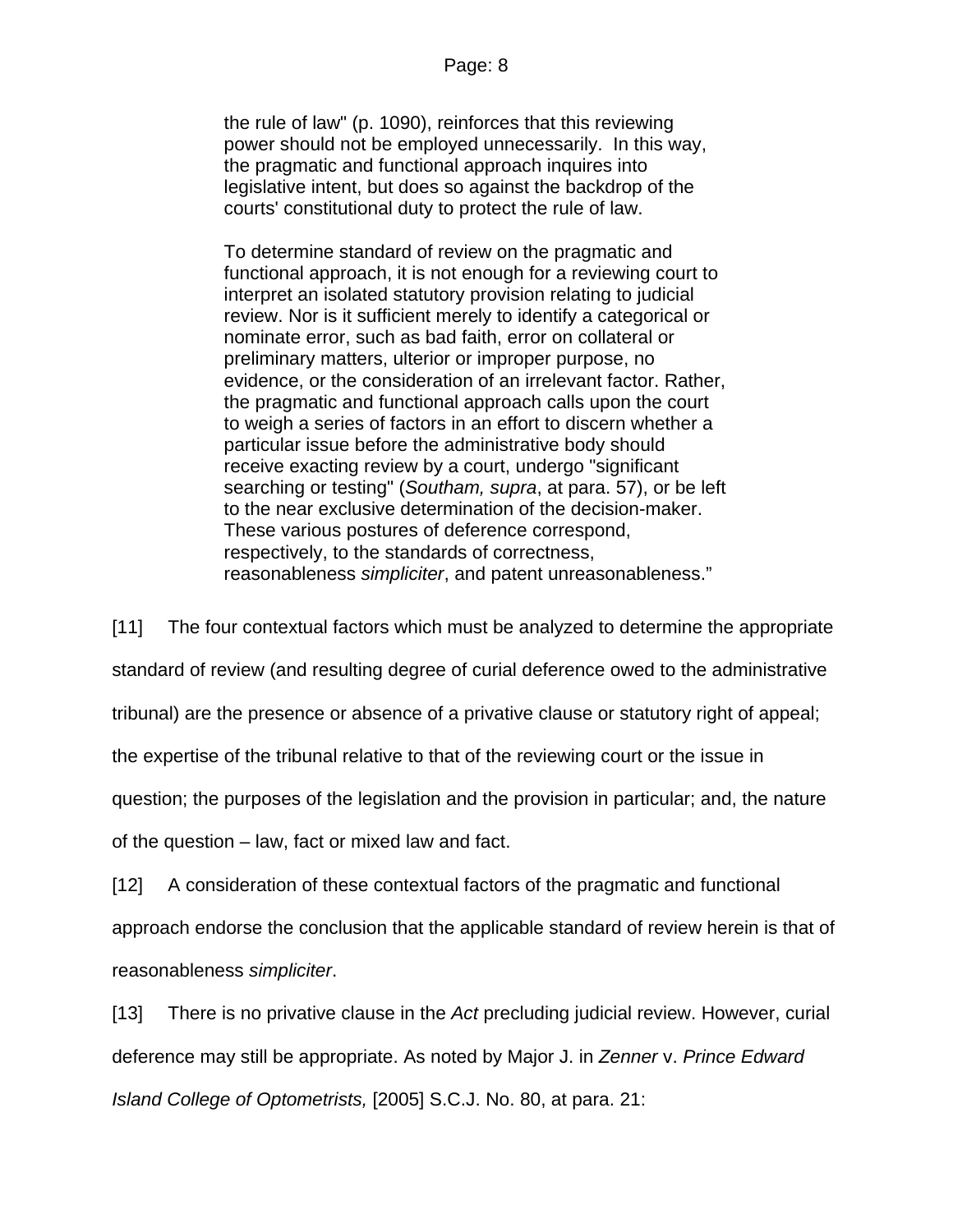> the rule of law" (p. 1090), reinforces that this reviewing power should not be employed unnecessarily. In this way, the pragmatic and functional approach inquires into legislative intent, but does so against the backdrop of the courts' constitutional duty to protect the rule of law.
>
> To determine standard of review on the pragmatic and functional approach, it is not enough for a reviewing court to interpret an isolated statutory provision relating to judicial review. Nor is it sufficient merely to identify a categorical or nominate error, such as bad faith, error on collateral or preliminary matters, ulterior or improper purpose, no evidence, or the consideration of an irrelevant factor. Rather, the pragmatic and functional approach calls upon the court to weigh a series of factors in an effort to discern whether a particular issue before the administrative body should receive exacting review by a court, undergo "significant searching or testing" (*Southam, supra*, at para. 57), or be left to the near exclusive determination of the decision-maker. These various postures of deference correspond, respectively, to the standards of correctness, reasonableness *simpliciter*, and patent unreasonableness."

[11] The four contextual factors which must be analyzed to determine the appropriate standard of review (and resulting degree of curial deference owed to the administrative tribunal) are the presence or absence of a privative clause or statutory right of appeal; the expertise of the tribunal relative to that of the reviewing court or the issue in question; the purposes of the legislation and the provision in particular; and, the nature of the question – law, fact or mixed law and fact.

[12] A consideration of these contextual factors of the pragmatic and functional approach endorse the conclusion that the applicable standard of review herein is that of reasonableness *simpliciter*.

[13] There is no privative clause in the *Act* precluding judicial review. However, curial deference may still be appropriate. As noted by Major J. in *Zenner* v. *Prince Edward Island College of Optometrists,* [2005] S.C.J. No. 80, at para. 21: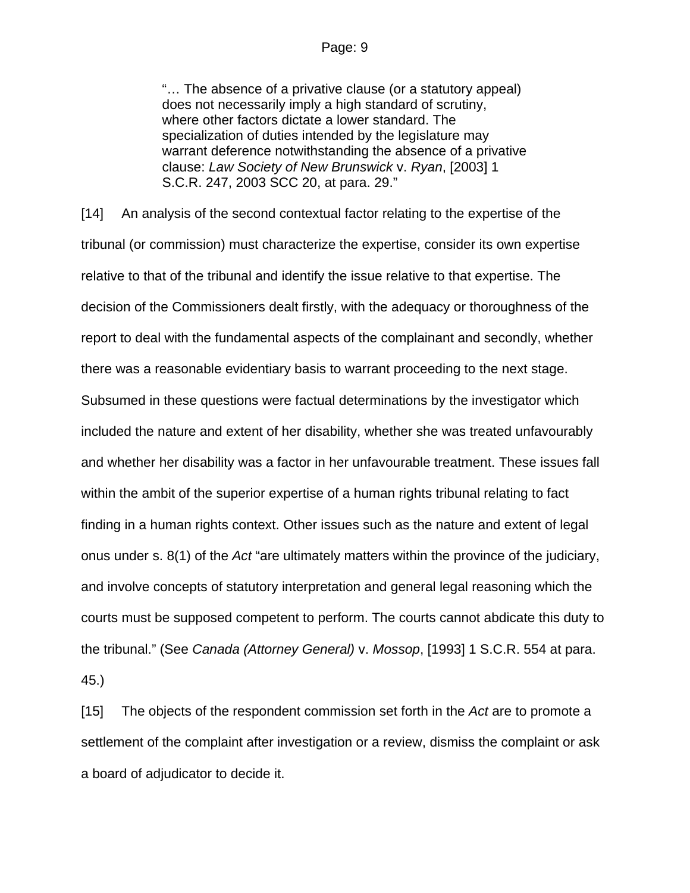> "… The absence of a privative clause (or a statutory appeal) does not necessarily imply a high standard of scrutiny, where other factors dictate a lower standard. The specialization of duties intended by the legislature may warrant deference notwithstanding the absence of a privative clause: *Law Society of New Brunswick* v. *Ryan*, [2003] 1 S.C.R. 247, 2003 SCC 20, at para. 29."

[14] An analysis of the second contextual factor relating to the expertise of the tribunal (or commission) must characterize the expertise, consider its own expertise relative to that of the tribunal and identify the issue relative to that expertise. The decision of the Commissioners dealt firstly, with the adequacy or thoroughness of the report to deal with the fundamental aspects of the complainant and secondly, whether there was a reasonable evidentiary basis to warrant proceeding to the next stage. Subsumed in these questions were factual determinations by the investigator which included the nature and extent of her disability, whether she was treated unfavourably and whether her disability was a factor in her unfavourable treatment. These issues fall within the ambit of the superior expertise of a human rights tribunal relating to fact finding in a human rights context. Other issues such as the nature and extent of legal onus under s. 8(1) of the *Act* "are ultimately matters within the province of the judiciary, and involve concepts of statutory interpretation and general legal reasoning which the courts must be supposed competent to perform. The courts cannot abdicate this duty to the tribunal." (See *Canada (Attorney General)* v. *Mossop*, [1993] 1 S.C.R. 554 at para. 45.)

[15] The objects of the respondent commission set forth in the *Act* are to promote a settlement of the complaint after investigation or a review, dismiss the complaint or ask a board of adjudicator to decide it.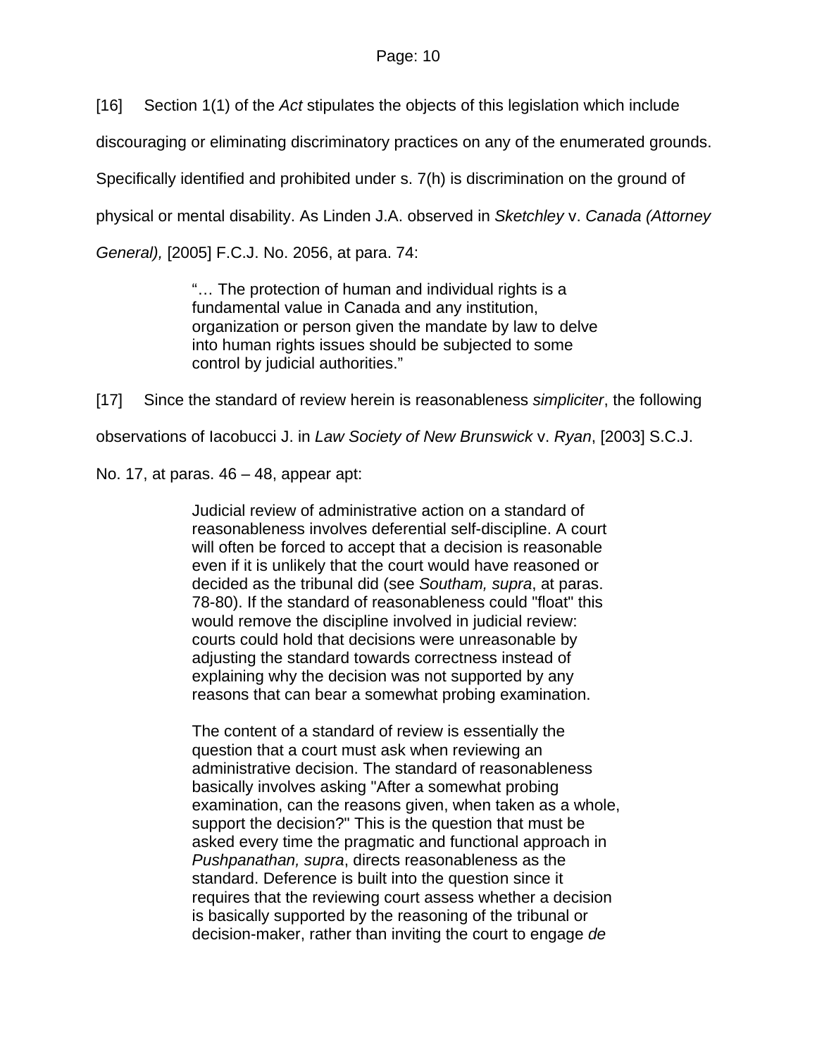[16] Section 1(1) of the *Act* stipulates the objects of this legislation which include discouraging or eliminating discriminatory practices on any of the enumerated grounds. Specifically identified and prohibited under s. 7(h) is discrimination on the ground of physical or mental disability. As Linden J.A. observed in *Sketchley* v. *Canada (Attorney General),* [2005] F.C.J. No. 2056, at para. 74:

> "… The protection of human and individual rights is a fundamental value in Canada and any institution, organization or person given the mandate by law to delve into human rights issues should be subjected to some control by judicial authorities."

[17] Since the standard of review herein is reasonableness *simpliciter*, the following observations of Iacobucci J. in *Law Society of New Brunswick* v. *Ryan*, [2003] S.C.J. No. 17, at paras. 46 – 48, appear apt:

> Judicial review of administrative action on a standard of reasonableness involves deferential self-discipline. A court will often be forced to accept that a decision is reasonable even if it is unlikely that the court would have reasoned or decided as the tribunal did (see *Southam, supra*, at paras. 78-80). If the standard of reasonableness could "float" this would remove the discipline involved in judicial review: courts could hold that decisions were unreasonable by adjusting the standard towards correctness instead of explaining why the decision was not supported by any reasons that can bear a somewhat probing examination.
>
> The content of a standard of review is essentially the question that a court must ask when reviewing an administrative decision. The standard of reasonableness basically involves asking "After a somewhat probing examination, can the reasons given, when taken as a whole, support the decision?" This is the question that must be asked every time the pragmatic and functional approach in *Pushpanathan, supra*, directs reasonableness as the standard. Deference is built into the question since it requires that the reviewing court assess whether a decision is basically supported by the reasoning of the tribunal or decision-maker, rather than inviting the court to engage *de*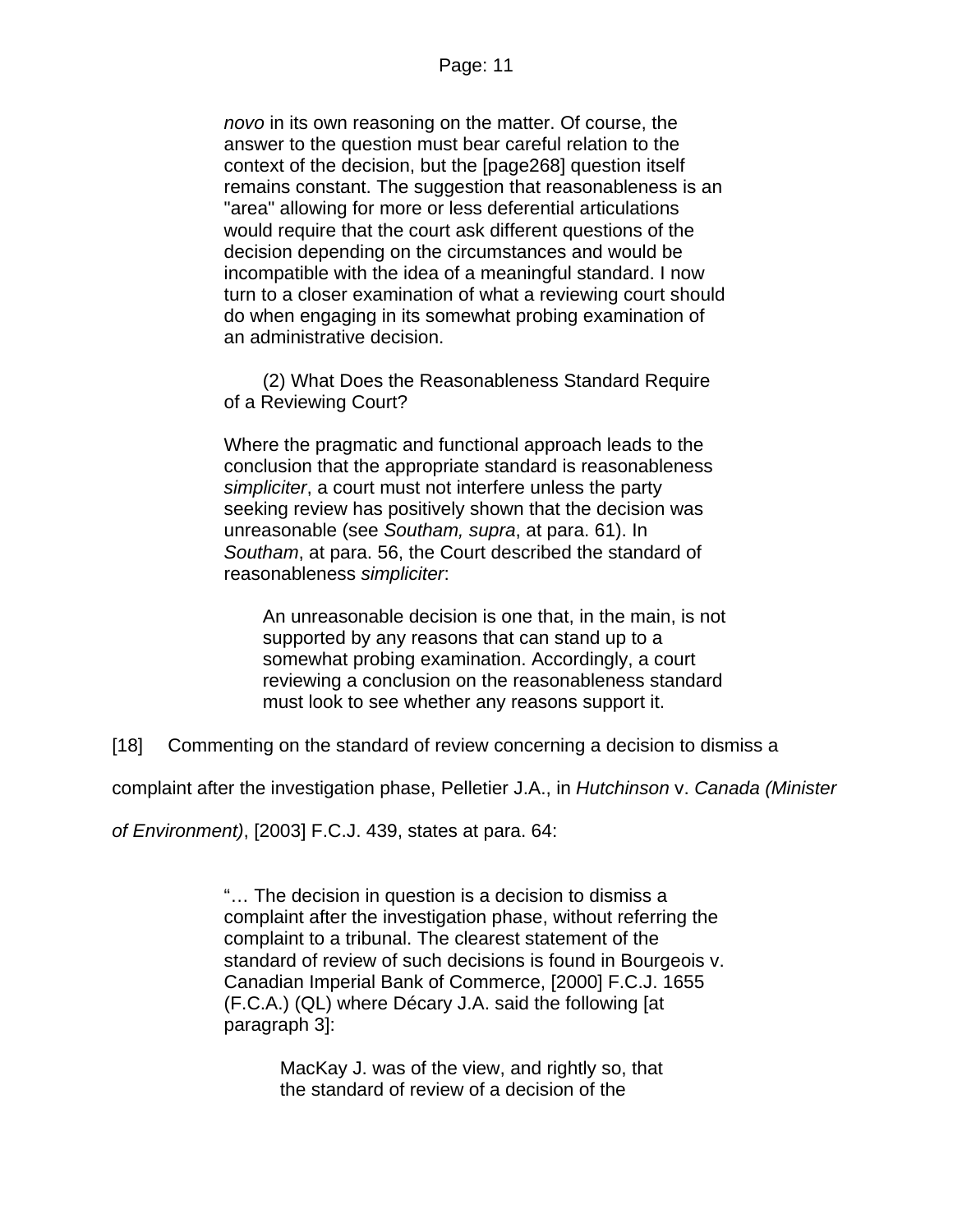> *novo* in its own reasoning on the matter. Of course, the answer to the question must bear careful relation to the context of the decision, but the [page268] question itself remains constant. The suggestion that reasonableness is an "area" allowing for more or less deferential articulations would require that the court ask different questions of the decision depending on the circumstances and would be incompatible with the idea of a meaningful standard. I now turn to a closer examination of what a reviewing court should do when engaging in its somewhat probing examination of an administrative decision.
>
> (2) What Does the Reasonableness Standard Require of a Reviewing Court?
>
> Where the pragmatic and functional approach leads to the conclusion that the appropriate standard is reasonableness *simpliciter*, a court must not interfere unless the party seeking review has positively shown that the decision was unreasonable (see *Southam, supra*, at para. 61). In *Southam*, at para. 56, the Court described the standard of reasonableness *simpliciter*:
>
> > An unreasonable decision is one that, in the main, is not supported by any reasons that can stand up to a somewhat probing examination. Accordingly, a court reviewing a conclusion on the reasonableness standard must look to see whether any reasons support it.

[18] Commenting on the standard of review concerning a decision to dismiss a complaint after the investigation phase, Pelletier J.A., in *Hutchinson* v. *Canada (Minister of Environment)*, [2003] F.C.J. 439, states at para. 64:

> "… The decision in question is a decision to dismiss a complaint after the investigation phase, without referring the complaint to a tribunal. The clearest statement of the standard of review of such decisions is found in Bourgeois v. Canadian Imperial Bank of Commerce, [2000] F.C.J. 1655 (F.C.A.) (QL) where Décary J.A. said the following [at paragraph 3]:
>
> > MacKay J. was of the view, and rightly so, that the standard of review of a decision of the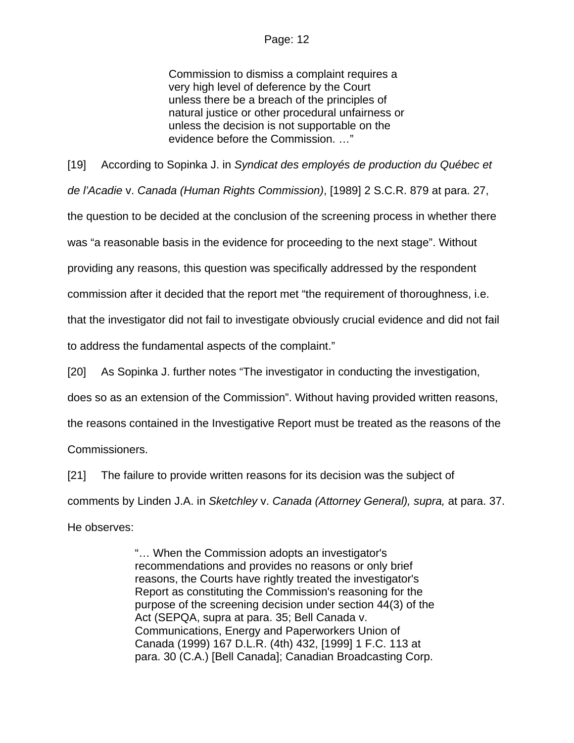> Commission to dismiss a complaint requires a very high level of deference by the Court unless there be a breach of the principles of natural justice or other procedural unfairness or unless the decision is not supportable on the evidence before the Commission. …"

[19] According to Sopinka J. in *Syndicat des employés de production du Québec et de l'Acadie* v. *Canada (Human Rights Commission)*, [1989] 2 S.C.R. 879 at para. 27, the question to be decided at the conclusion of the screening process in whether there was "a reasonable basis in the evidence for proceeding to the next stage". Without providing any reasons, this question was specifically addressed by the respondent commission after it decided that the report met "the requirement of thoroughness, i.e. that the investigator did not fail to investigate obviously crucial evidence and did not fail to address the fundamental aspects of the complaint."

[20] As Sopinka J. further notes "The investigator in conducting the investigation, does so as an extension of the Commission". Without having provided written reasons, the reasons contained in the Investigative Report must be treated as the reasons of the Commissioners.

[21] The failure to provide written reasons for its decision was the subject of comments by Linden J.A. in *Sketchley* v. *Canada (Attorney General), supra,* at para. 37. He observes:

> "… When the Commission adopts an investigator's recommendations and provides no reasons or only brief reasons, the Courts have rightly treated the investigator's Report as constituting the Commission's reasoning for the purpose of the screening decision under section 44(3) of the Act (SEPQA, supra at para. 35; Bell Canada v. Communications, Energy and Paperworkers Union of Canada (1999) 167 D.L.R. (4th) 432, [1999] 1 F.C. 113 at para. 30 (C.A.) [Bell Canada]; Canadian Broadcasting Corp.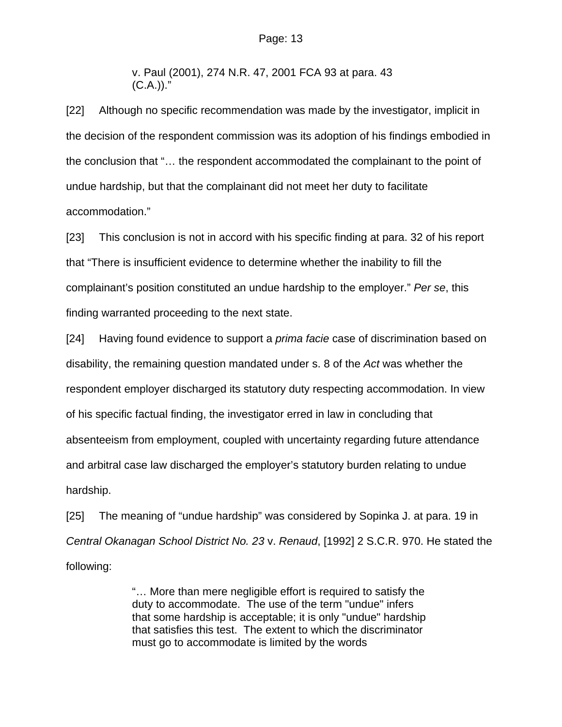> v. Paul (2001), 274 N.R. 47, 2001 FCA 93 at para. 43 (C.A.))."

[22] Although no specific recommendation was made by the investigator, implicit in the decision of the respondent commission was its adoption of his findings embodied in the conclusion that "… the respondent accommodated the complainant to the point of undue hardship, but that the complainant did not meet her duty to facilitate accommodation."

[23] This conclusion is not in accord with his specific finding at para. 32 of his report that "There is insufficient evidence to determine whether the inability to fill the complainant's position constituted an undue hardship to the employer." *Per se*, this finding warranted proceeding to the next state.

[24] Having found evidence to support a *prima facie* case of discrimination based on disability, the remaining question mandated under s. 8 of the *Act* was whether the respondent employer discharged its statutory duty respecting accommodation. In view of his specific factual finding, the investigator erred in law in concluding that absenteeism from employment, coupled with uncertainty regarding future attendance and arbitral case law discharged the employer's statutory burden relating to undue hardship.

[25] The meaning of "undue hardship" was considered by Sopinka J. at para. 19 in *Central Okanagan School District No. 23* v. *Renaud*, [1992] 2 S.C.R. 970. He stated the following:

> "… More than mere negligible effort is required to satisfy the duty to accommodate. The use of the term "undue" infers that some hardship is acceptable; it is only "undue" hardship that satisfies this test. The extent to which the discriminator must go to accommodate is limited by the words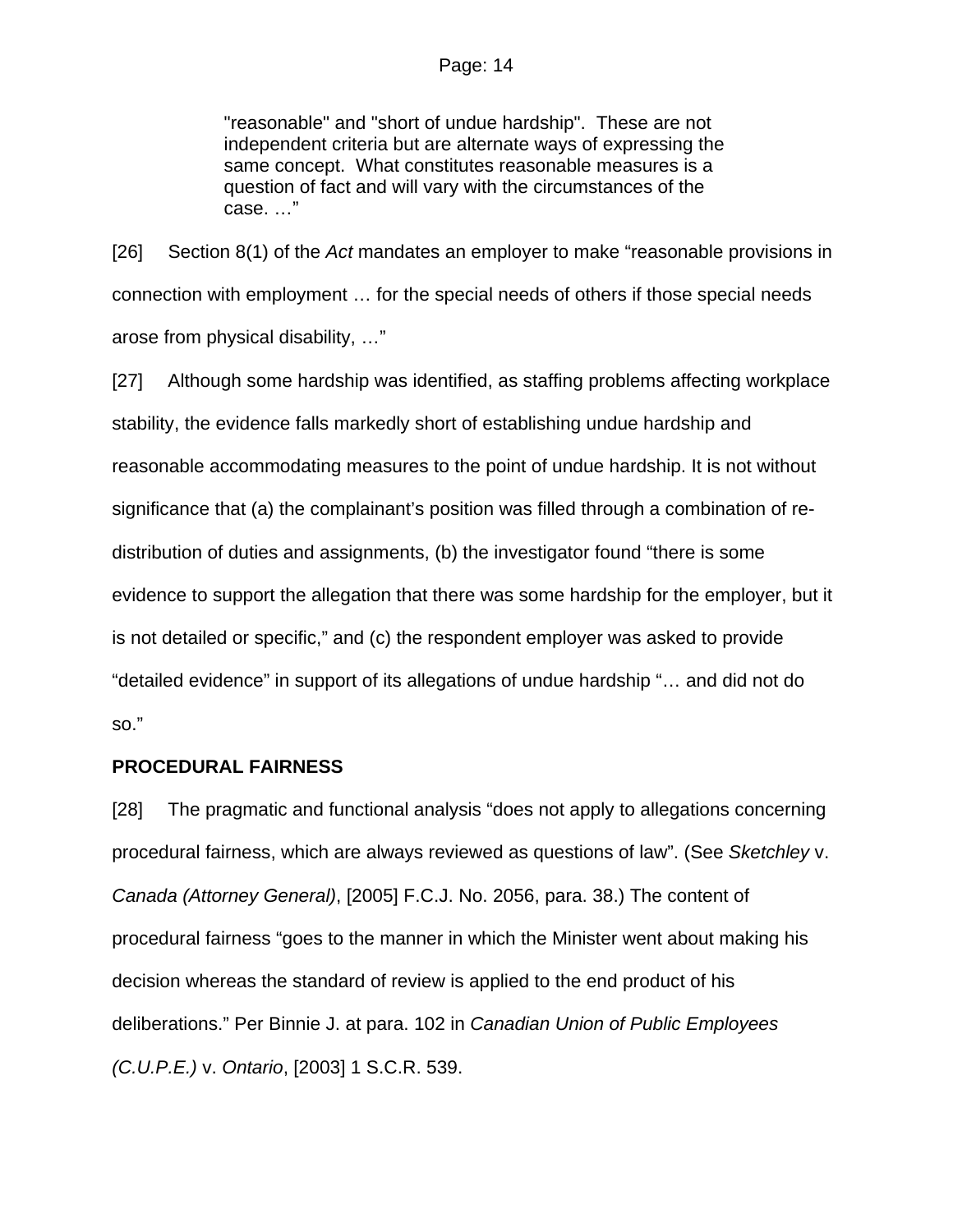> "reasonable" and "short of undue hardship". These are not independent criteria but are alternate ways of expressing the same concept. What constitutes reasonable measures is a question of fact and will vary with the circumstances of the case. …"

[26] Section 8(1) of the *Act* mandates an employer to make "reasonable provisions in connection with employment … for the special needs of others if those special needs arose from physical disability, …"

[27] Although some hardship was identified, as staffing problems affecting workplace stability, the evidence falls markedly short of establishing undue hardship and reasonable accommodating measures to the point of undue hardship. It is not without significance that (a) the complainant's position was filled through a combination of re-distribution of duties and assignments, (b) the investigator found "there is some evidence to support the allegation that there was some hardship for the employer, but it is not detailed or specific," and (c) the respondent employer was asked to provide "detailed evidence" in support of its allegations of undue hardship "… and did not do so."

**PROCEDURAL FAIRNESS**

[28] The pragmatic and functional analysis "does not apply to allegations concerning procedural fairness, which are always reviewed as questions of law". (See *Sketchley* v. *Canada (Attorney General)*, [2005] F.C.J. No. 2056, para. 38.) The content of procedural fairness "goes to the manner in which the Minister went about making his decision whereas the standard of review is applied to the end product of his deliberations." Per Binnie J. at para. 102 in *Canadian Union of Public Employees (C.U.P.E.)* v. *Ontario*, [2003] 1 S.C.R. 539.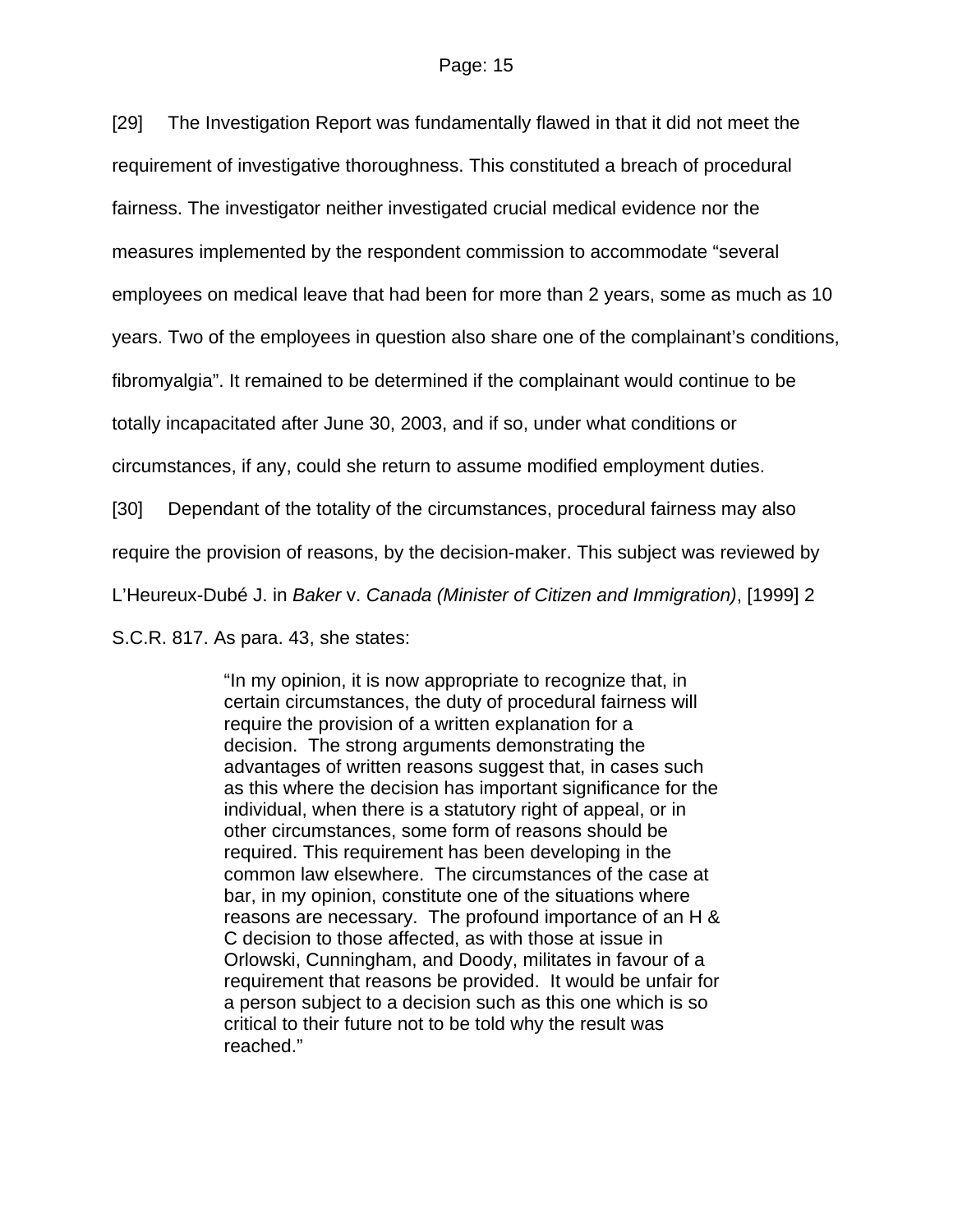[29] The Investigation Report was fundamentally flawed in that it did not meet the requirement of investigative thoroughness. This constituted a breach of procedural fairness. The investigator neither investigated crucial medical evidence nor the measures implemented by the respondent commission to accommodate "several employees on medical leave that had been for more than 2 years, some as much as 10 years. Two of the employees in question also share one of the complainant's conditions, fibromyalgia". It remained to be determined if the complainant would continue to be totally incapacitated after June 30, 2003, and if so, under what conditions or circumstances, if any, could she return to assume modified employment duties.

[30] Dependant of the totality of the circumstances, procedural fairness may also require the provision of reasons, by the decision-maker. This subject was reviewed by L'Heureux-Dubé J. in *Baker* v. *Canada (Minister of Citizen and Immigration)*, [1999] 2 S.C.R. 817. As para. 43, she states:

> "In my opinion, it is now appropriate to recognize that, in certain circumstances, the duty of procedural fairness will require the provision of a written explanation for a decision. The strong arguments demonstrating the advantages of written reasons suggest that, in cases such as this where the decision has important significance for the individual, when there is a statutory right of appeal, or in other circumstances, some form of reasons should be required. This requirement has been developing in the common law elsewhere. The circumstances of the case at bar, in my opinion, constitute one of the situations where reasons are necessary. The profound importance of an H & C decision to those affected, as with those at issue in Orlowski, Cunningham, and Doody, militates in favour of a requirement that reasons be provided. It would be unfair for a person subject to a decision such as this one which is so critical to their future not to be told why the result was reached."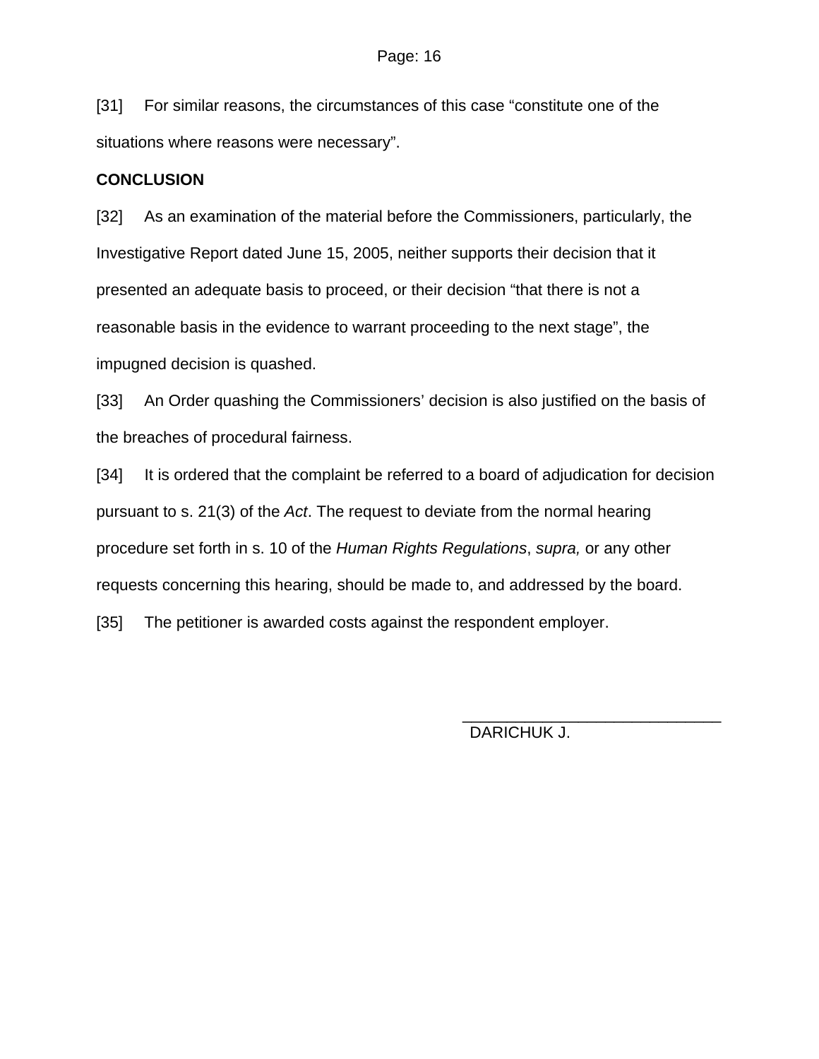[31] For similar reasons, the circumstances of this case "constitute one of the situations where reasons were necessary".

**CONCLUSION**

[32] As an examination of the material before the Commissioners, particularly, the Investigative Report dated June 15, 2005, neither supports their decision that it presented an adequate basis to proceed, or their decision "that there is not a reasonable basis in the evidence to warrant proceeding to the next stage", the impugned decision is quashed.

[33] An Order quashing the Commissioners' decision is also justified on the basis of the breaches of procedural fairness.

[34] It is ordered that the complaint be referred to a board of adjudication for decision pursuant to s. 21(3) of the *Act*. The request to deviate from the normal hearing procedure set forth in s. 10 of the *Human Rights Regulations*, *supra,* or any other requests concerning this hearing, should be made to, and addressed by the board.

[35] The petitioner is awarded costs against the respondent employer.

_____________________________
DARICHUK J.